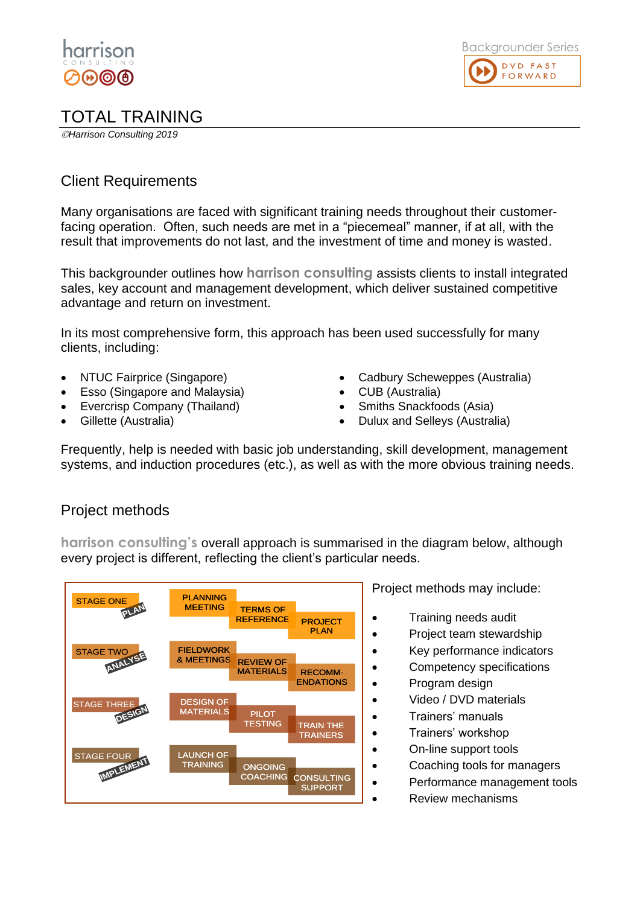harrison CONSULTING

Backgrounder Series

DVD FAST FORWARD

# TOTAL TRAINING

*©Harrison Consulting 2019*

## Client Requirements

Many organisations are faced with significant training needs throughout their customer-facing operation. Often, such needs are met in a "piecemeal" manner, if at all, with the result that improvements do not last, and the investment of time and money is wasted.

This backgrounder outlines how **harrison consulting** assists clients to install integrated sales, key account and management development, which deliver sustained competitive advantage and return on investment.

In its most comprehensive form, this approach has been used successfully for many clients, including:

- NTUC Fairprice (Singapore)
- Esso (Singapore and Malaysia)
- Evercrisp Company (Thailand)
- Gillette (Australia)
- Cadbury Scheweppes (Australia)
- CUB (Australia)
- Smiths Snackfoods (Asia)
- Dulux and Selleys (Australia)

Frequently, help is needed with basic job understanding, skill development, management systems, and induction procedures (etc.), as well as with the more obvious training needs.

## Project methods

**harrison consulting's** overall approach is summarised in the diagram below, although every project is different, reflecting the client's particular needs.

| Stage | | | |
|---|---|---|---|
| STAGE ONE – PLAN | PLANNING MEETING | TERMS OF REFERENCE | PROJECT PLAN |
| STAGE TWO – ANALYSE | FIELDWORK & MEETINGS | REVIEW OF MATERIALS | RECOMM-ENDATIONS |
| STAGE THREE – DESIGN | DESIGN OF MATERIALS | PILOT TESTING | TRAIN THE TRAINERS |
| STAGE FOUR – IMPLEMENT | LAUNCH OF TRAINING | ONGOING COACHING | CONSULTING SUPPORT |

Project methods may include:

- Training needs audit
- Project team stewardship
- Key performance indicators
- Competency specifications
- Program design
- Video / DVD materials
- Trainers' manuals
- Trainers' workshop
- On-line support tools
- Coaching tools for managers
- Performance management tools
- Review mechanisms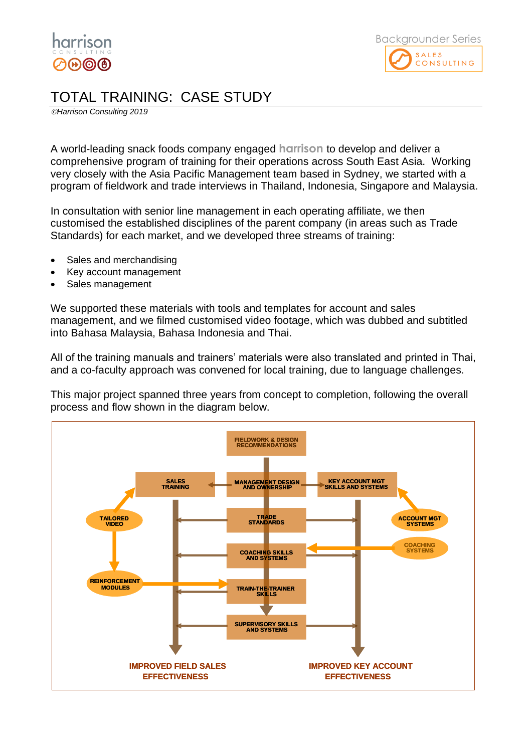# TOTAL TRAINING: CASE STUDY

*©Harrison Consulting 2019*

A world-leading snack foods company engaged **harrison** to develop and deliver a comprehensive program of training for their operations across South East Asia. Working very closely with the Asia Pacific Management team based in Sydney, we started with a program of fieldwork and trade interviews in Thailand, Indonesia, Singapore and Malaysia.

In consultation with senior line management in each operating affiliate, we then customised the established disciplines of the parent company (in areas such as Trade Standards) for each market, and we developed three streams of training:

- Sales and merchandising
- Key account management
- Sales management

We supported these materials with tools and templates for account and sales management, and we filmed customised video footage, which was dubbed and subtitled into Bahasa Malaysia, Bahasa Indonesia and Thai.

All of the training manuals and trainers' materials were also translated and printed in Thai, and a co-faculty approach was convened for local training, due to language challenges.

This major project spanned three years from concept to completion, following the overall process and flow shown in the diagram below.

FIELDWORK & DESIGN RECOMMENDATIONS

SALES TRAINING

MANAGEMENT DESIGN AND OWNERSHIP

KEY ACCOUNT MGT SKILLS AND SYSTEMS

TAILORED VIDEO

TRADE STANDARDS

ACCOUNT MGT SYSTEMS

COACHING SKILLS AND SYSTEMS

COACHING SYSTEMS

REINFORCEMENT MODULES

TRAIN-THE-TRAINER SKILLS

SUPERVISORY SKILLS AND SYSTEMS

IMPROVED FIELD SALES EFFECTIVENESS

IMPROVED KEY ACCOUNT EFFECTIVENESS